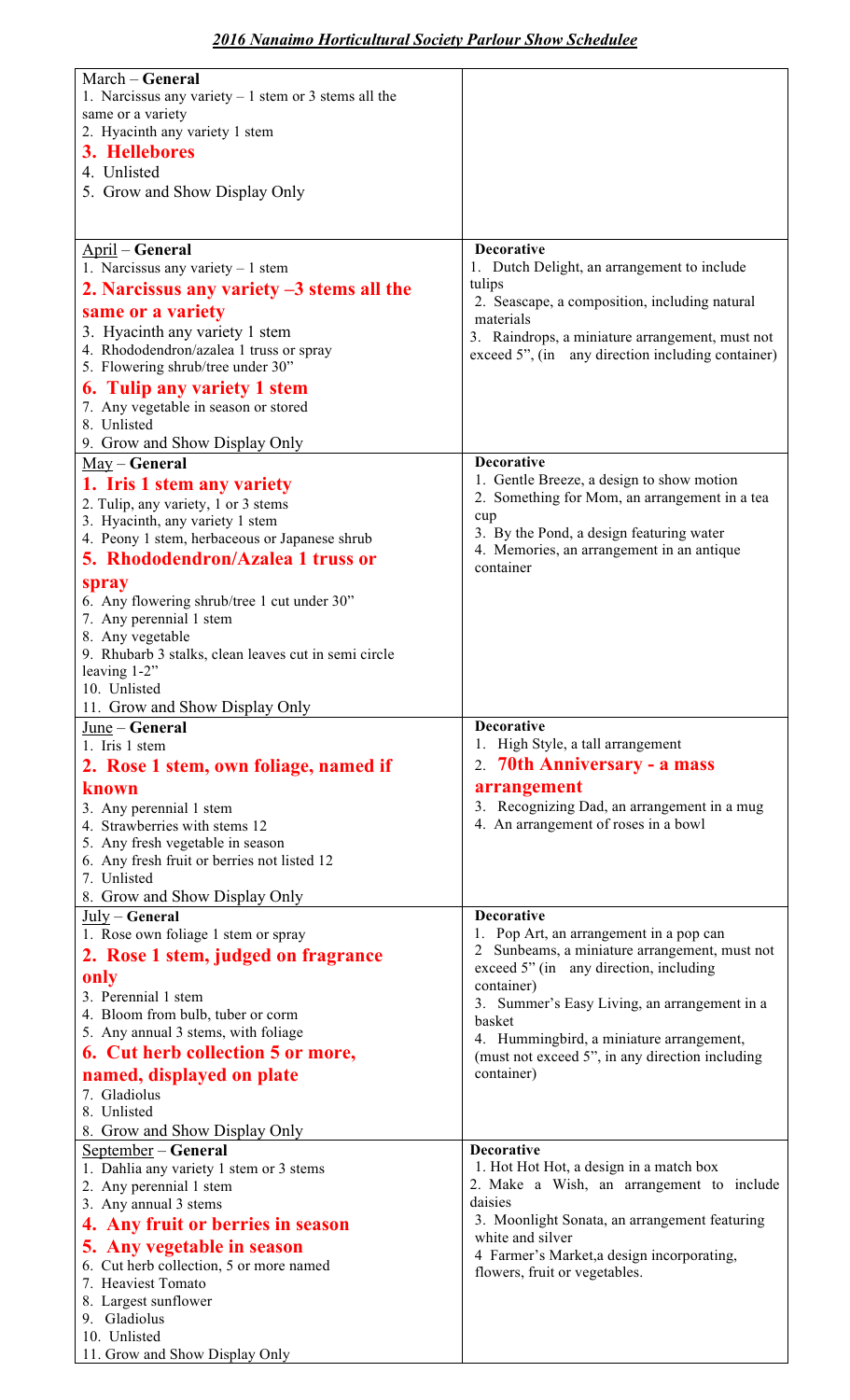## *2016 Nanaimo Horticultural Society Parlour Show Schedulee*

| General | Decorative |
|---|---|
| March – **General**<br>1. Narcissus any variety – 1 stem or 3 stems all the same or a variety<br>2. Hyacinth any variety 1 stem<br>**3. Hellebores**<br>4. Unlisted<br>5. Grow and Show Display Only | |
| April – **General**<br>1. Narcissus any variety – 1 stem<br>**2. Narcissus any variety –3 stems all the same or a variety**<br>3. Hyacinth any variety 1 stem<br>4. Rhododendron/azalea 1 truss or spray<br>5. Flowering shrub/tree under 30"<br>**6. Tulip any variety 1 stem**<br>7. Any vegetable in season or stored<br>8. Unlisted<br>9. Grow and Show Display Only | **Decorative**<br>1. Dutch Delight, an arrangement to include tulips<br>2. Seascape, a composition, including natural materials<br>3. Raindrops, a miniature arrangement, must not exceed 5", (in any direction including container) |
| May – **General**<br>**1. Iris 1 stem any variety**<br>2. Tulip, any variety, 1 or 3 stems<br>3. Hyacinth, any variety 1 stem<br>4. Peony 1 stem, herbaceous or Japanese shrub<br>**5. Rhododendron/Azalea 1 truss or spray**<br>6. Any flowering shrub/tree 1 cut under 30"<br>7. Any perennial 1 stem<br>8. Any vegetable<br>9. Rhubarb 3 stalks, clean leaves cut in semi circle leaving 1-2"<br>10. Unlisted<br>11. Grow and Show Display Only | **Decorative**<br>1. Gentle Breeze, a design to show motion<br>2. Something for Mom, an arrangement in a tea cup<br>3. By the Pond, a design featuring water<br>4. Memories, an arrangement in an antique container |
| June – **General**<br>1. Iris 1 stem<br>**2. Rose 1 stem, own foliage, named if known**<br>3. Any perennial 1 stem<br>4. Strawberries with stems 12<br>5. Any fresh vegetable in season<br>6. Any fresh fruit or berries not listed 12<br>7. Unlisted<br>8. Grow and Show Display Only | **Decorative**<br>1. High Style, a tall arrangement<br>2. **70th Anniversary - a mass arrangement**<br>3. Recognizing Dad, an arrangement in a mug<br>4. An arrangement of roses in a bowl |
| July – **General**<br>1. Rose own foliage 1 stem or spray<br>**2. Rose 1 stem, judged on fragrance only**<br>3. Perennial 1 stem<br>4. Bloom from bulb, tuber or corm<br>5. Any annual 3 stems, with foliage<br>**6. Cut herb collection 5 or more, named, displayed on plate**<br>7. Gladiolus<br>8. Unlisted<br>8. Grow and Show Display Only | **Decorative**<br>1. Pop Art, an arrangement in a pop can<br>2 Sunbeams, a miniature arrangement, must not exceed 5" (in any direction, including container)<br>3. Summer's Easy Living, an arrangement in a basket<br>4. Hummingbird, a miniature arrangement, (must not exceed 5", in any direction including container) |
| September – **General**<br>1. Dahlia any variety 1 stem or 3 stems<br>2. Any perennial 1 stem<br>3. Any annual 3 stems<br>**4. Any fruit or berries in season**<br>**5. Any vegetable in season**<br>6. Cut herb collection, 5 or more named<br>7. Heaviest Tomato<br>8. Largest sunflower<br>9. Gladiolus<br>10. Unlisted<br>11. Grow and Show Display Only | **Decorative**<br>1. Hot Hot Hot, a design in a match box<br>2. Make a Wish, an arrangement to include daisies<br>3. Moonlight Sonata, an arrangement featuring white and silver<br>4 Farmer's Market,a design incorporating, flowers, fruit or vegetables. |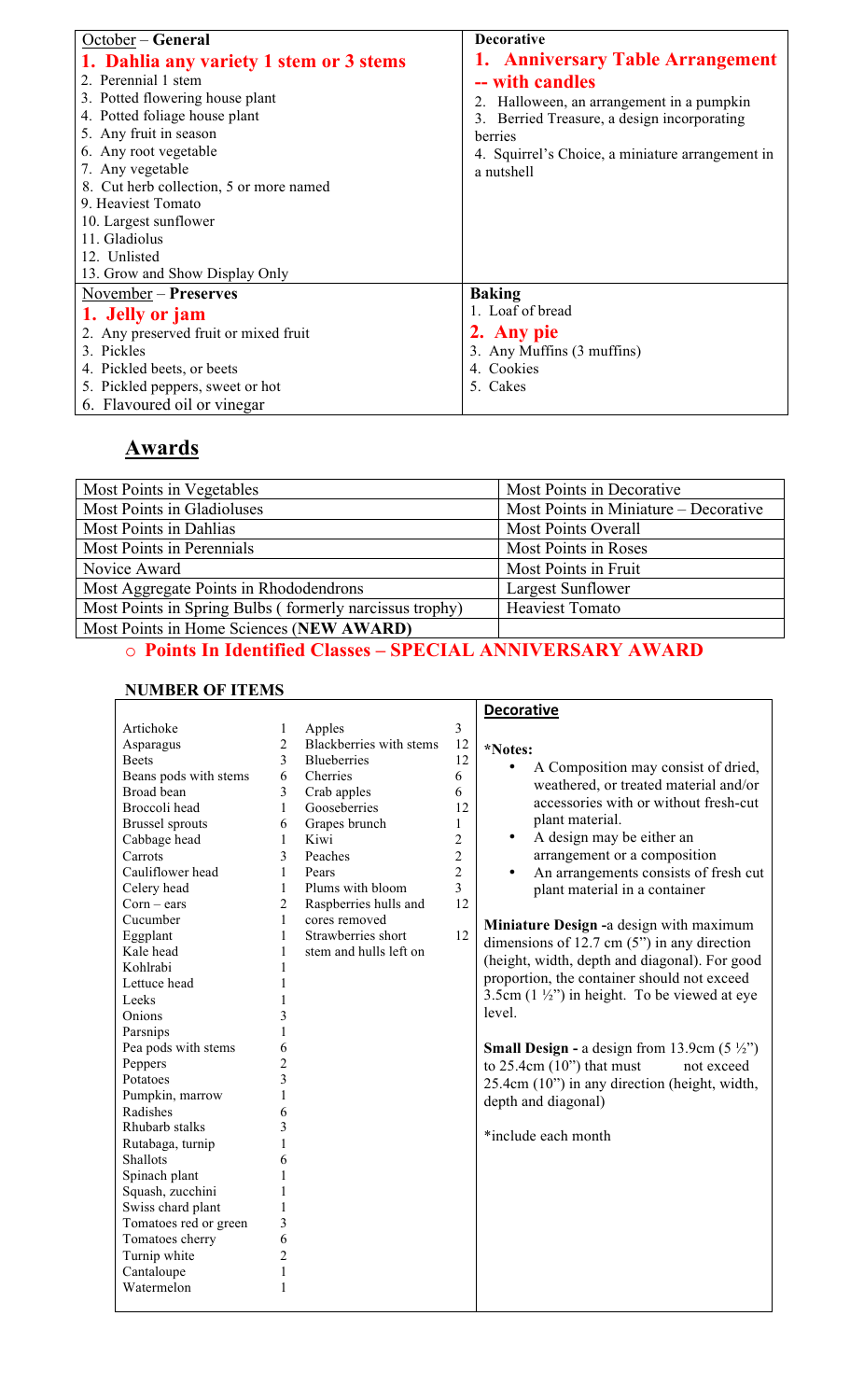| | |
|---|---|
| October – **General** | **Decorative** |
| **1. Dahlia any variety 1 stem or 3 stems** | **1. Anniversary Table Arrangement -- with candles** |
| 2. Perennial 1 stem | 2. Halloween, an arrangement in a pumpkin |
| 3. Potted flowering house plant | 3. Berried Treasure, a design incorporating berries |
| 4. Potted foliage house plant | 4. Squirrel's Choice, a miniature arrangement in a nutshell |
| 5. Any fruit in season | |
| 6. Any root vegetable | |
| 7. Any vegetable | |
| 8. Cut herb collection, 5 or more named | |
| 9. Heaviest Tomato | |
| 10. Largest sunflower | |
| 11. Gladiolus | |
| 12. Unlisted | |
| 13. Grow and Show Display Only | |
| November – **Preserves** | **Baking** |
| **1. Jelly or jam** | 1. Loaf of bread |
| 2. Any preserved fruit or mixed fruit | **2. Any pie** |
| 3. Pickles | 3. Any Muffins (3 muffins) |
| 4. Pickled beets, or beets | 4. Cookies |
| 5. Pickled peppers, sweet or hot | 5. Cakes |
| 6. Flavoured oil or vinegar | |

## Awards

| | |
|---|---|
| Most Points in Vegetables | Most Points in Decorative |
| Most Points in Gladioluses | Most Points in Miniature – Decorative |
| Most Points in Dahlias | Most Points Overall |
| Most Points in Perennials | Most Points in Roses |
| Novice Award | Most Points in Fruit |
| Most Aggregate Points in Rhododendrons | Largest Sunflower |
| Most Points in Spring Bulbs ( formerly narcissus trophy) | Heaviest Tomato |
| Most Points in Home Sciences (**NEW AWARD**) | |

- **Points In Identified Classes – SPECIAL ANNIVERSARY AWARD**

**NUMBER OF ITEMS**

| | | | |
|---|---|---|---|
| Artichoke | 1 | Apples | 3 |
| Asparagus | 2 | Blackberries with stems | 12 |
| Beets | 3 | Blueberries | 12 |
| Beans pods with stems | 6 | Cherries | 6 |
| Broad bean | 3 | Crab apples | 6 |
| Broccoli head | 1 | Gooseberries | 12 |
| Brussel sprouts | 6 | Grapes brunch | 1 |
| Cabbage head | 1 | Kiwi | 2 |
| Carrots | 3 | Peaches | 2 |
| Cauliflower head | 1 | Pears | 2 |
| Celery head | 1 | Plums with bloom | 3 |
| Corn – ears | 2 | Raspberries hulls and cores removed | 12 |
| Cucumber | 1 | | |
| Eggplant | 1 | Strawberries short stem and hulls left on | 12 |
| Kale head | 1 | | |
| Kohlrabi | 1 | | |
| Lettuce head | 1 | | |
| Leeks | 1 | | |
| Onions | 3 | | |
| Parsnips | 1 | | |
| Pea pods with stems | 6 | | |
| Peppers | 2 | | |
| Potatoes | 3 | | |
| Pumpkin, marrow | 1 | | |
| Radishes | 6 | | |
| Rhubarb stalks | 3 | | |
| Rutabaga, turnip | 1 | | |
| Shallots | 6 | | |
| Spinach plant | 1 | | |
| Squash, zucchini | 1 | | |
| Swiss chard plant | 1 | | |
| Tomatoes red or green | 3 | | |
| Tomatoes cherry | 6 | | |
| Turnip white | 2 | | |
| Cantaloupe | 1 | | |
| Watermelon | 1 | | |

**Decorative**

***Notes:**

- A Composition may consist of dried, weathered, or treated material and/or accessories with or without fresh-cut plant material.
- A design may be either an arrangement or a composition
- An arrangements consists of fresh cut plant material in a container

**Miniature Design -**a design with maximum dimensions of 12.7 cm (5") in any direction (height, width, depth and diagonal). For good proportion, the container should not exceed 3.5cm (1 ½") in height. To be viewed at eye level.

**Small Design -** a design from 13.9cm (5 ½") to 25.4cm (10") that must not exceed 25.4cm (10") in any direction (height, width, depth and diagonal)

*include each month